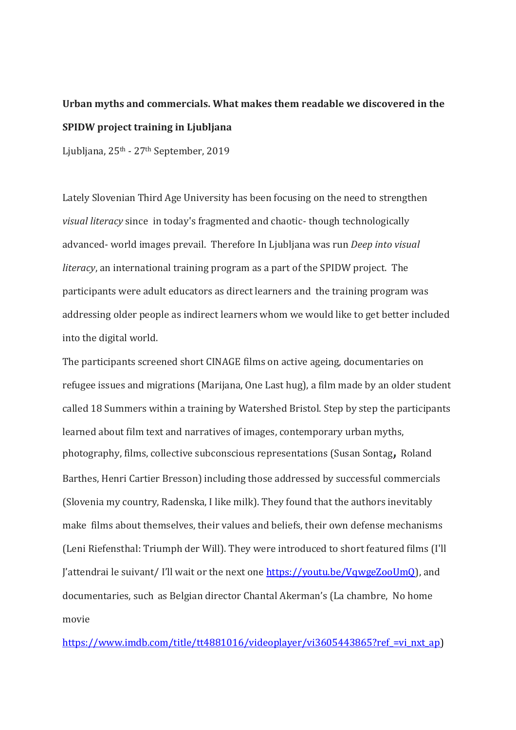**Urban myths and commercials. What makes them readable we discovered in the SPIDW project training in Ljubljana**

Ljubljana, 25th - 27th September, 2019

Lately Slovenian Third Age University has been focusing on the need to strengthen *visual literacy* since in today's fragmented and chaotic- though technologically advanced- world images prevail. Therefore In Ljubljana was run *Deep into visual literacy*, an international training program as a part of the SPIDW project. The participants were adult educators as direct learners and the training program was addressing older people as indirect learners whom we would like to get better included into the digital world.

The participants screened short CINAGE films on active ageing, documentaries on refugee issues and migrations (Marijana, One Last hug), a film made by an older student called 18 Summers within a training by Watershed Bristol. Step by step the participants learned about film text and narratives of images, contemporary urban myths, photography, films, collective subconscious representations (Susan Sontag**,** Roland Barthes, Henri Cartier Bresson) including those addressed by successful commercials (Slovenia my country, Radenska, I like milk). They found that the authors inevitably make films about themselves, their values and beliefs, their own defense mechanisms (Leni Riefensthal: Triumph der Will). They were introduced to short featured films (I'll J'attendrai le suivant/ I'll wait or the next one [https://youtu.be/VqwgeZooUmQ](https://youtu.be/VqwgeZooUmQ)), and documentaries, such as Belgian director Chantal Akerman's (La chambre, No home movie [https://www.imdb.com/title/tt4881016/videoplayer/vi3605443865?ref_=vi_nxt_ap](https://www.imdb.com/title/tt4881016/videoplayer/vi3605443865?ref_=vi_nxt_ap))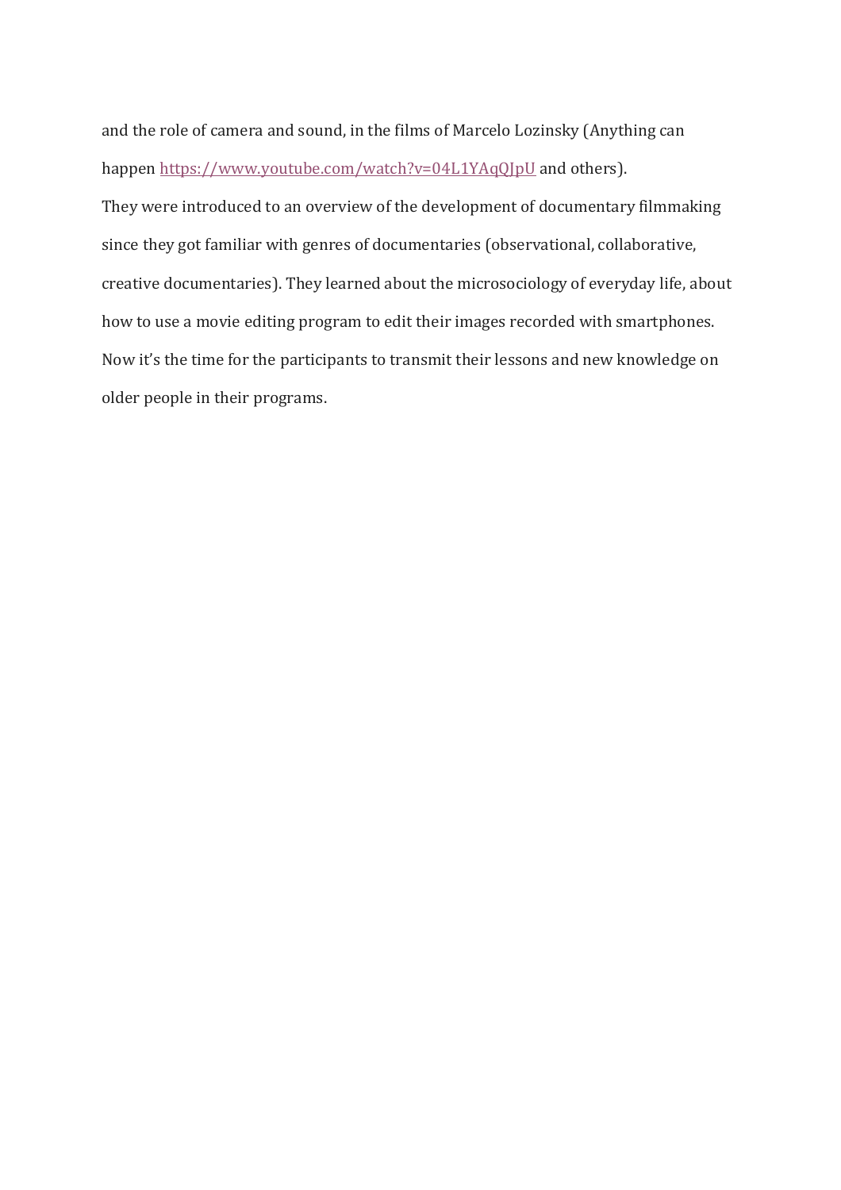and the role of camera and sound, in the films of Marcelo Lozinsky (Anything can happen https://www.youtube.com/watch?v=04L1YAqQJpU and others).

They were introduced to an overview of the development of documentary filmmaking since they got familiar with genres of documentaries (observational, collaborative, creative documentaries). They learned about the microsociology of everyday life, about how to use a movie editing program to edit their images recorded with smartphones. Now it's the time for the participants to transmit their lessons and new knowledge on older people in their programs.